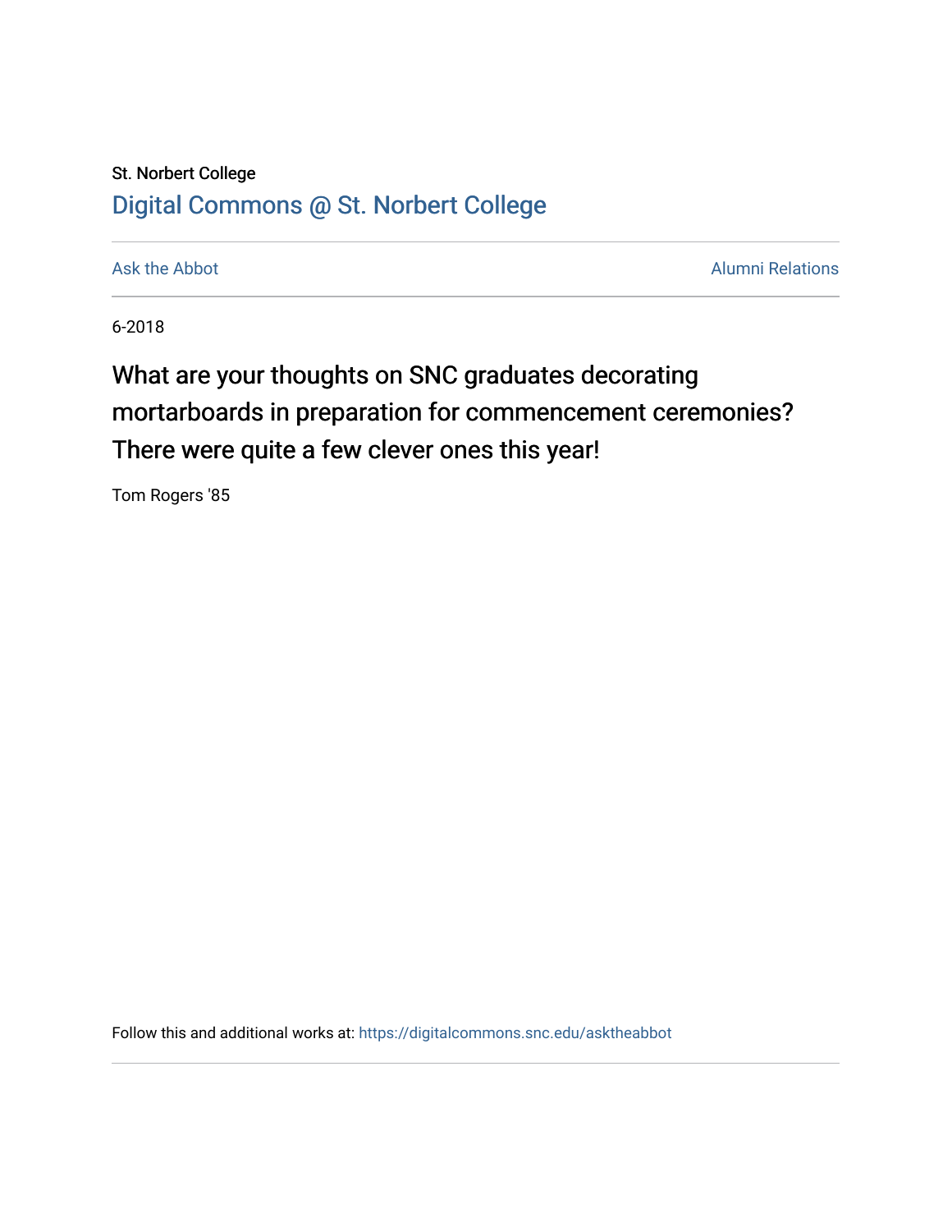St. Norbert College

Digital Commons @ St. Norbert College

Ask the Abbot | Alumni Relations

6-2018

# What are your thoughts on SNC graduates decorating mortarboards in preparation for commencement ceremonies? There were quite a few clever ones this year!

Tom Rogers '85

Follow this and additional works at: https://digitalcommons.snc.edu/asktheabbot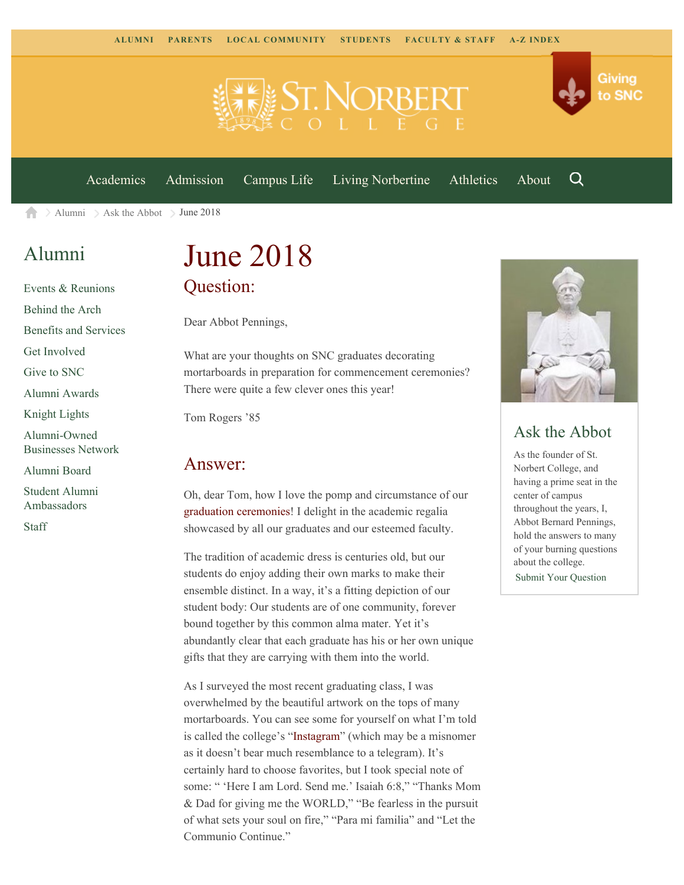ALUMNI PARENTS LOCAL COMMUNITY STUDENTS FACULTY & STAFF A-Z INDEX

Giving to SNC

Academics Admission Campus Life Living Norbertine Athletics About

Alumni > Ask the Abbot > June 2018

## Alumni

Events & Reunions

Behind the Arch

Benefits and Services

Get Involved

Give to SNC

Alumni Awards

Knight Lights

Alumni-Owned Businesses Network

Alumni Board

Student Alumni Ambassadors

Staff

# June 2018

## Question:

Dear Abbot Pennings,

What are your thoughts on SNC graduates decorating mortarboards in preparation for commencement ceremonies? There were quite a few clever ones this year!

Tom Rogers '85

## Answer:

Oh, dear Tom, how I love the pomp and circumstance of our graduation ceremonies! I delight in the academic regalia showcased by all our graduates and our esteemed faculty.

The tradition of academic dress is centuries old, but our students do enjoy adding their own marks to make their ensemble distinct. In a way, it's a fitting depiction of our student body: Our students are of one community, forever bound together by this common alma mater. Yet it's abundantly clear that each graduate has his or her own unique gifts that they are carrying with them into the world.

As I surveyed the most recent graduating class, I was overwhelmed by the beautiful artwork on the tops of many mortarboards. You can see some for yourself on what I'm told is called the college's "Instagram" (which may be a misnomer as it doesn't bear much resemblance to a telegram). It's certainly hard to choose favorites, but I took special note of some: " 'Here I am Lord. Send me.' Isaiah 6:8," "Thanks Mom & Dad for giving me the WORLD," "Be fearless in the pursuit of what sets your soul on fire," "Para mi familia" and "Let the Communio Continue."

## Ask the Abbot

As the founder of St. Norbert College, and having a prime seat in the center of campus throughout the years, I, Abbot Bernard Pennings, hold the answers to many of your burning questions about the college.

Submit Your Question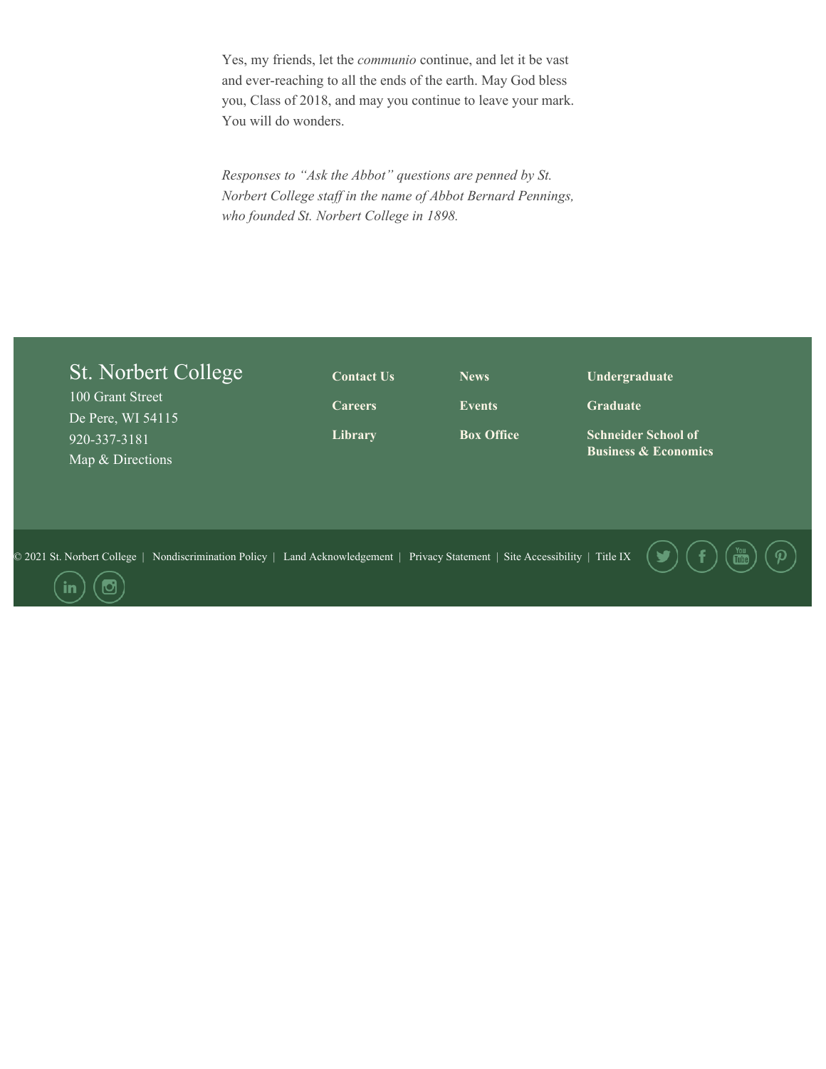Yes, my friends, let the *communio* continue, and let it be vast and ever-reaching to all the ends of the earth. May God bless you, Class of 2018, and may you continue to leave your mark. You will do wonders.

*Responses to "Ask the Abbot" questions are penned by St. Norbert College staff in the name of Abbot Bernard Pennings, who founded St. Norbert College in 1898.*

St. Norbert College
100 Grant Street
De Pere, WI 54115
920-337-3181
Map & Directions

**Contact Us**
**Careers**
**Library**

**News**
**Events**
**Box Office**

**Undergraduate**
**Graduate**
**Schneider School of Business & Economics**

© 2021 St. Norbert College | Nondiscrimination Policy | Land Acknowledgement | Privacy Statement | Site Accessibility | Title IX